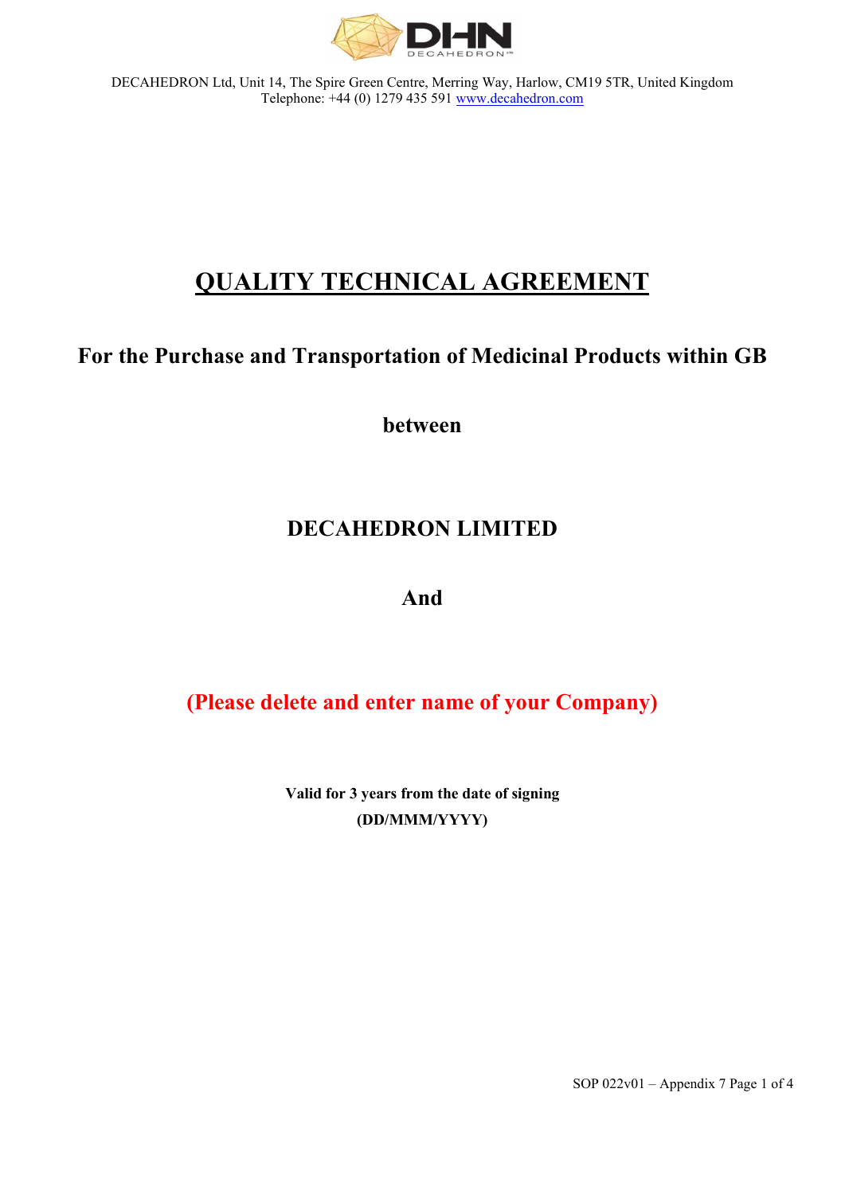DECAHEDRON Ltd, Unit 14, The Spire Green Centre, Merring Way, Harlow, CM19 5TR, United Kingdom
Telephone: +44 (0) 1279 435 591 www.decahedron.com

# QUALITY TECHNICAL AGREEMENT

## For the Purchase and Transportation of Medicinal Products within GB

**between**

## DECAHEDRON LIMITED

**And**

**(Please delete and enter name of your Company)**

**Valid for 3 years from the date of signing**
**(DD/MMM/YYYY)**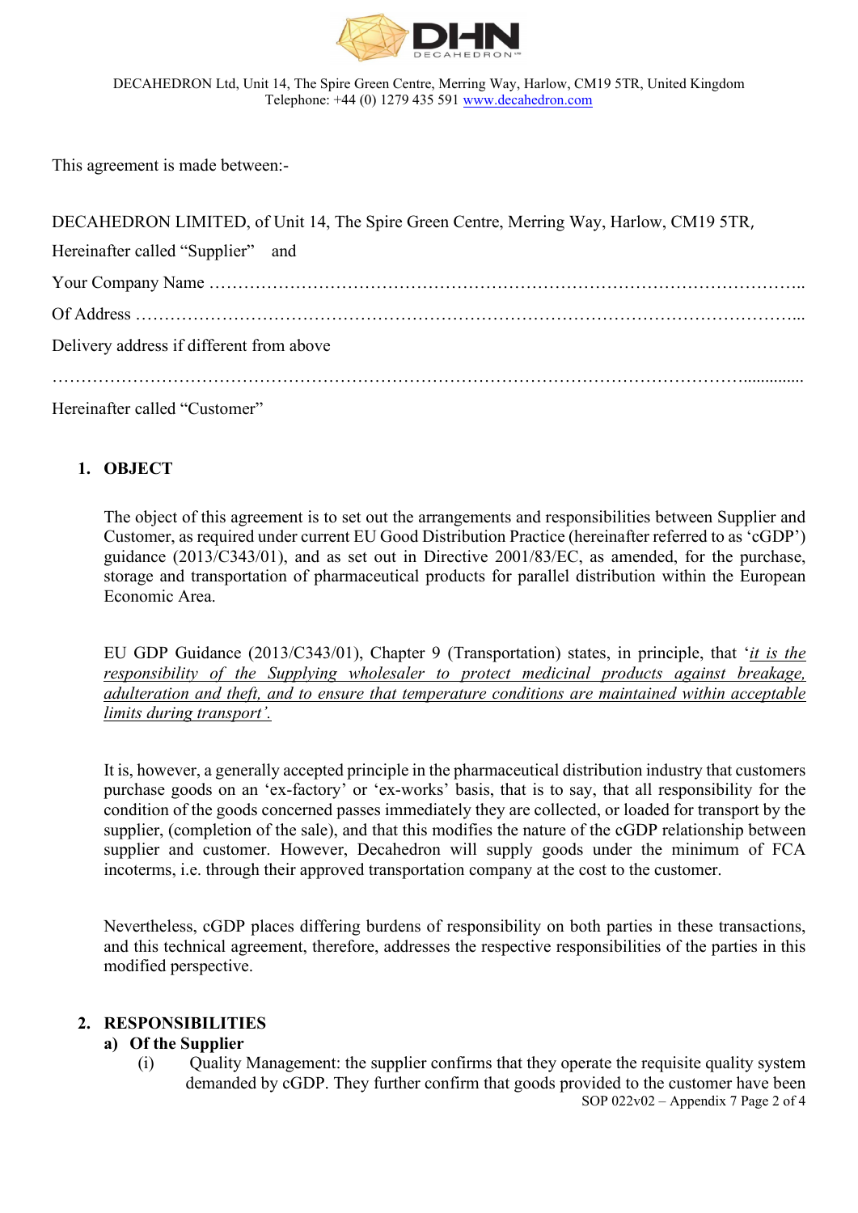DECAHEDRON Ltd, Unit 14, The Spire Green Centre, Merring Way, Harlow, CM19 5TR, United Kingdom
Telephone: +44 (0) 1279 435 591 www.decahedron.com

This agreement is made between:-

DECAHEDRON LIMITED, of Unit 14, The Spire Green Centre, Merring Way, Harlow, CM19 5TR,

Hereinafter called "Supplier" and

Your Company Name ……………………………………………………………………………………..

Of Address …………………………………………………………………………………………………...

Delivery address if different from above

……………………………………………………………………………………………………...............

Hereinafter called "Customer"

## 1. OBJECT

The object of this agreement is to set out the arrangements and responsibilities between Supplier and Customer, as required under current EU Good Distribution Practice (hereinafter referred to as 'cGDP') guidance (2013/C343/01), and as set out in Directive 2001/83/EC, as amended, for the purchase, storage and transportation of pharmaceutical products for parallel distribution within the European Economic Area.

EU GDP Guidance (2013/C343/01), Chapter 9 (Transportation) states, in principle, that '*it is the responsibility of the Supplying wholesaler to protect medicinal products against breakage, adulteration and theft, and to ensure that temperature conditions are maintained within acceptable limits during transport'.*

It is, however, a generally accepted principle in the pharmaceutical distribution industry that customers purchase goods on an 'ex-factory' or 'ex-works' basis, that is to say, that all responsibility for the condition of the goods concerned passes immediately they are collected, or loaded for transport by the supplier, (completion of the sale), and that this modifies the nature of the cGDP relationship between supplier and customer. However, Decahedron will supply goods under the minimum of FCA incoterms, i.e. through their approved transportation company at the cost to the customer.

Nevertheless, cGDP places differing burdens of responsibility on both parties in these transactions, and this technical agreement, therefore, addresses the respective responsibilities of the parties in this modified perspective.

## 2. RESPONSIBILITIES

### a) Of the Supplier

(i) Quality Management: the supplier confirms that they operate the requisite quality system demanded by cGDP. They further confirm that goods provided to the customer have been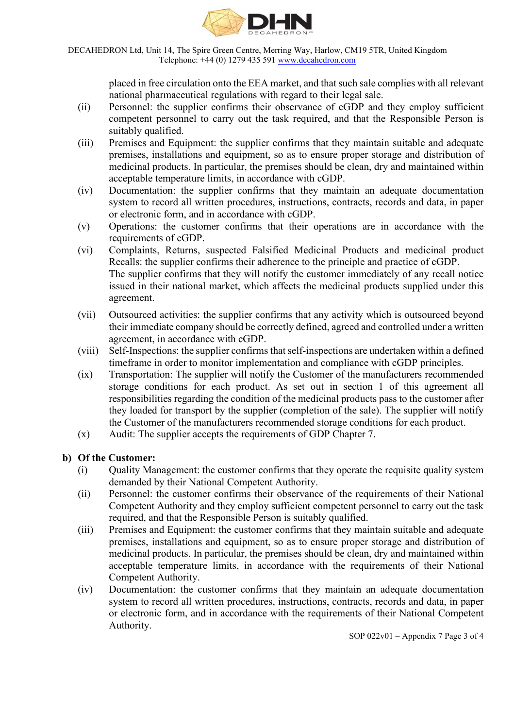placed in free circulation onto the EEA market, and that such sale complies with all relevant national pharmaceutical regulations with regard to their legal sale.

(ii) Personnel: the supplier confirms their observance of cGDP and they employ sufficient competent personnel to carry out the task required, and that the Responsible Person is suitably qualified.

(iii) Premises and Equipment: the supplier confirms that they maintain suitable and adequate premises, installations and equipment, so as to ensure proper storage and distribution of medicinal products. In particular, the premises should be clean, dry and maintained within acceptable temperature limits, in accordance with cGDP.

(iv) Documentation: the supplier confirms that they maintain an adequate documentation system to record all written procedures, instructions, contracts, records and data, in paper or electronic form, and in accordance with cGDP.

(v) Operations: the customer confirms that their operations are in accordance with the requirements of cGDP.

(vi) Complaints, Returns, suspected Falsified Medicinal Products and medicinal product Recalls: the supplier confirms their adherence to the principle and practice of cGDP. The supplier confirms that they will notify the customer immediately of any recall notice issued in their national market, which affects the medicinal products supplied under this agreement.

(vii) Outsourced activities: the supplier confirms that any activity which is outsourced beyond their immediate company should be correctly defined, agreed and controlled under a written agreement, in accordance with cGDP.

(viii) Self-Inspections: the supplier confirms that self-inspections are undertaken within a defined timeframe in order to monitor implementation and compliance with cGDP principles.

(ix) Transportation: The supplier will notify the Customer of the manufacturers recommended storage conditions for each product. As set out in section 1 of this agreement all responsibilities regarding the condition of the medicinal products pass to the customer after they loaded for transport by the supplier (completion of the sale). The supplier will notify the Customer of the manufacturers recommended storage conditions for each product.

(x) Audit: The supplier accepts the requirements of GDP Chapter 7.

**b) Of the Customer:**

(i) Quality Management: the customer confirms that they operate the requisite quality system demanded by their National Competent Authority.

(ii) Personnel: the customer confirms their observance of the requirements of their National Competent Authority and they employ sufficient competent personnel to carry out the task required, and that the Responsible Person is suitably qualified.

(iii) Premises and Equipment: the customer confirms that they maintain suitable and adequate premises, installations and equipment, so as to ensure proper storage and distribution of medicinal products. In particular, the premises should be clean, dry and maintained within acceptable temperature limits, in accordance with the requirements of their National Competent Authority.

(iv) Documentation: the customer confirms that they maintain an adequate documentation system to record all written procedures, instructions, contracts, records and data, in paper or electronic form, and in accordance with the requirements of their National Competent Authority.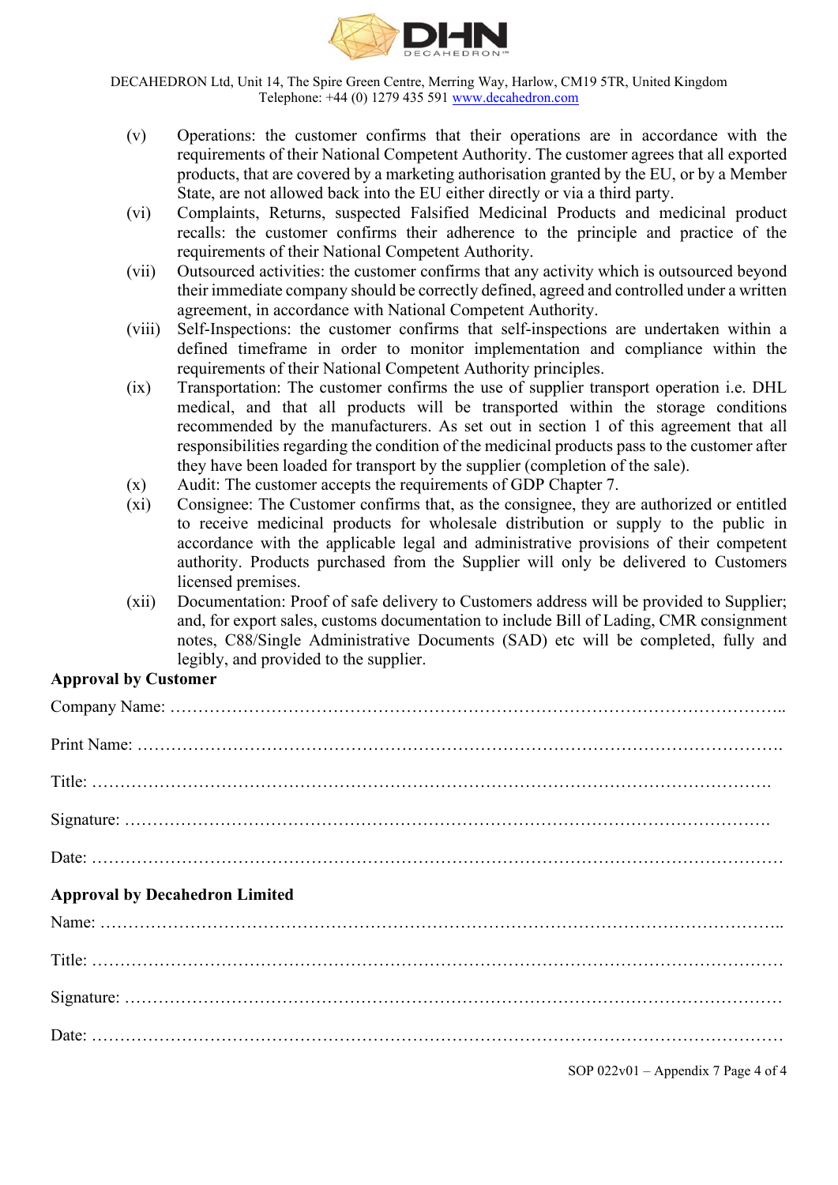(v) Operations: the customer confirms that their operations are in accordance with the requirements of their National Competent Authority. The customer agrees that all exported products, that are covered by a marketing authorisation granted by the EU, or by a Member State, are not allowed back into the EU either directly or via a third party.

(vi) Complaints, Returns, suspected Falsified Medicinal Products and medicinal product recalls: the customer confirms their adherence to the principle and practice of the requirements of their National Competent Authority.

(vii) Outsourced activities: the customer confirms that any activity which is outsourced beyond their immediate company should be correctly defined, agreed and controlled under a written agreement, in accordance with National Competent Authority.

(viii) Self-Inspections: the customer confirms that self-inspections are undertaken within a defined timeframe in order to monitor implementation and compliance within the requirements of their National Competent Authority principles.

(ix) Transportation: The customer confirms the use of supplier transport operation i.e. DHL medical, and that all products will be transported within the storage conditions recommended by the manufacturers. As set out in section 1 of this agreement that all responsibilities regarding the condition of the medicinal products pass to the customer after they have been loaded for transport by the supplier (completion of the sale).

(x) Audit: The customer accepts the requirements of GDP Chapter 7.

(xi) Consignee: The Customer confirms that, as the consignee, they are authorized or entitled to receive medicinal products for wholesale distribution or supply to the public in accordance with the applicable legal and administrative provisions of their competent authority. Products purchased from the Supplier will only be delivered to Customers licensed premises.

(xii) Documentation: Proof of safe delivery to Customers address will be provided to Supplier; and, for export sales, customs documentation to include Bill of Lading, CMR consignment notes, C88/Single Administrative Documents (SAD) etc will be completed, fully and legibly, and provided to the supplier.

**Approval by Customer**

Company Name: ……………………………………………………………………………………………..

Print Name: ……………………………………………………………………………………………….

Title: ……………………………………………………………………………………………………….

Signature: ………………………………………………………………………………………………….

Date: ………………………………………………………………………………………………………

**Approval by Decahedron Limited**

Name: ……………………………………………………………………………………………………..

Title: ………………………………………………………………………………………………………

Signature: …………………………………………………………………………………………………

Date: ………………………………………………………………………………………………………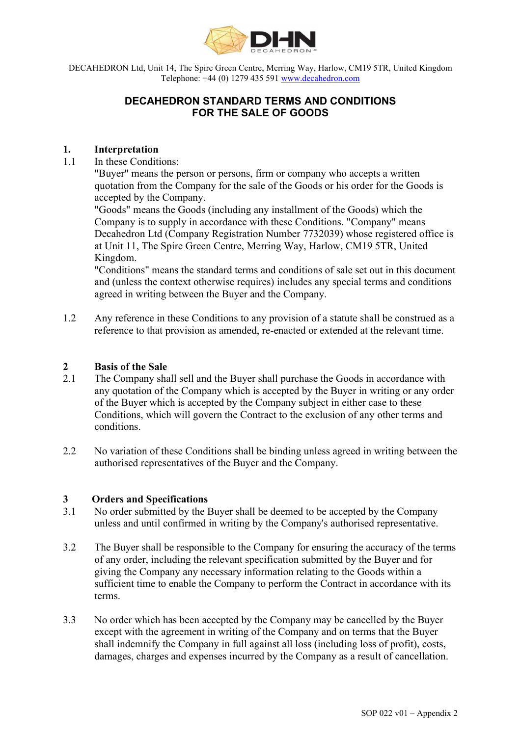DECAHEDRON Ltd, Unit 14, The Spire Green Centre, Merring Way, Harlow, CM19 5TR, United Kingdom
Telephone: +44 (0) 1279 435 591 www.decahedron.com

# DECAHEDRON STANDARD TERMS AND CONDITIONS FOR THE SALE OF GOODS

## 1. Interpretation

1.1 In these Conditions:

"Buyer" means the person or persons, firm or company who accepts a written quotation from the Company for the sale of the Goods or his order for the Goods is accepted by the Company.

"Goods" means the Goods (including any installment of the Goods) which the Company is to supply in accordance with these Conditions. "Company" means Decahedron Ltd (Company Registration Number 7732039) whose registered office is at Unit 11, The Spire Green Centre, Merring Way, Harlow, CM19 5TR, United Kingdom.

"Conditions" means the standard terms and conditions of sale set out in this document and (unless the context otherwise requires) includes any special terms and conditions agreed in writing between the Buyer and the Company.

1.2 Any reference in these Conditions to any provision of a statute shall be construed as a reference to that provision as amended, re-enacted or extended at the relevant time.

## 2 Basis of the Sale

2.1 The Company shall sell and the Buyer shall purchase the Goods in accordance with any quotation of the Company which is accepted by the Buyer in writing or any order of the Buyer which is accepted by the Company subject in either case to these Conditions, which will govern the Contract to the exclusion of any other terms and conditions.

2.2 No variation of these Conditions shall be binding unless agreed in writing between the authorised representatives of the Buyer and the Company.

## 3 Orders and Specifications

3.1 No order submitted by the Buyer shall be deemed to be accepted by the Company unless and until confirmed in writing by the Company's authorised representative.

3.2 The Buyer shall be responsible to the Company for ensuring the accuracy of the terms of any order, including the relevant specification submitted by the Buyer and for giving the Company any necessary information relating to the Goods within a sufficient time to enable the Company to perform the Contract in accordance with its terms.

3.3 No order which has been accepted by the Company may be cancelled by the Buyer except with the agreement in writing of the Company and on terms that the Buyer shall indemnify the Company in full against all loss (including loss of profit), costs, damages, charges and expenses incurred by the Company as a result of cancellation.

SOP 022 v01 – Appendix 2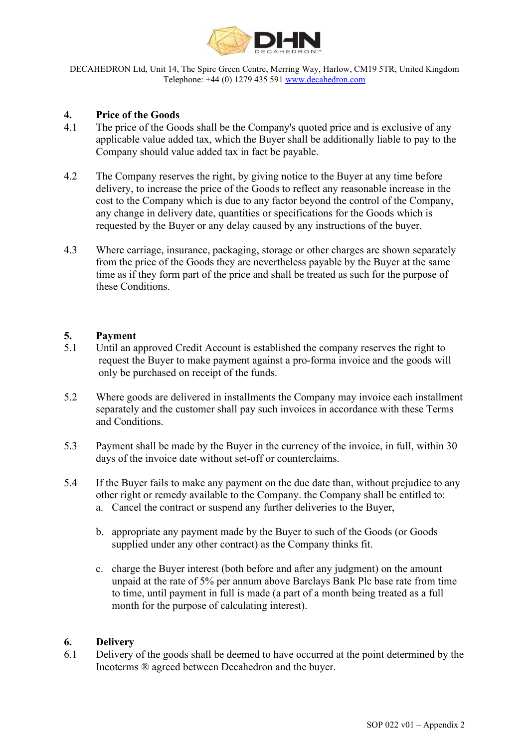## 4. Price of the Goods

4.1 The price of the Goods shall be the Company's quoted price and is exclusive of any applicable value added tax, which the Buyer shall be additionally liable to pay to the Company should value added tax in fact be payable.

4.2 The Company reserves the right, by giving notice to the Buyer at any time before delivery, to increase the price of the Goods to reflect any reasonable increase in the cost to the Company which is due to any factor beyond the control of the Company, any change in delivery date, quantities or specifications for the Goods which is requested by the Buyer or any delay caused by any instructions of the buyer.

4.3 Where carriage, insurance, packaging, storage or other charges are shown separately from the price of the Goods they are nevertheless payable by the Buyer at the same time as if they form part of the price and shall be treated as such for the purpose of these Conditions.

## 5. Payment

5.1 Until an approved Credit Account is established the company reserves the right to request the Buyer to make payment against a pro-forma invoice and the goods will only be purchased on receipt of the funds.

5.2 Where goods are delivered in installments the Company may invoice each installment separately and the customer shall pay such invoices in accordance with these Terms and Conditions.

5.3 Payment shall be made by the Buyer in the currency of the invoice, in full, within 30 days of the invoice date without set-off or counterclaims.

5.4 If the Buyer fails to make any payment on the due date than, without prejudice to any other right or remedy available to the Company. the Company shall be entitled to:

a. Cancel the contract or suspend any further deliveries to the Buyer,

b. appropriate any payment made by the Buyer to such of the Goods (or Goods supplied under any other contract) as the Company thinks fit.

c. charge the Buyer interest (both before and after any judgment) on the amount unpaid at the rate of 5% per annum above Barclays Bank Plc base rate from time to time, until payment in full is made (a part of a month being treated as a full month for the purpose of calculating interest).

## 6. Delivery

6.1 Delivery of the goods shall be deemed to have occurred at the point determined by the Incoterms ® agreed between Decahedron and the buyer.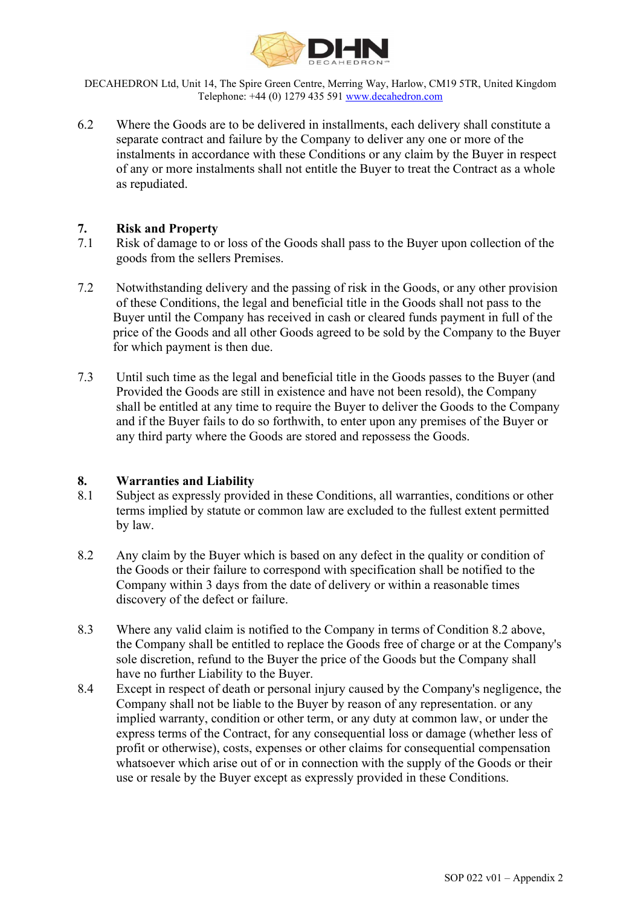6.2 Where the Goods are to be delivered in installments, each delivery shall constitute a separate contract and failure by the Company to deliver any one or more of the instalments in accordance with these Conditions or any claim by the Buyer in respect of any or more instalments shall not entitle the Buyer to treat the Contract as a whole as repudiated.

## 7. Risk and Property

7.1 Risk of damage to or loss of the Goods shall pass to the Buyer upon collection of the goods from the sellers Premises.

7.2 Notwithstanding delivery and the passing of risk in the Goods, or any other provision of these Conditions, the legal and beneficial title in the Goods shall not pass to the Buyer until the Company has received in cash or cleared funds payment in full of the price of the Goods and all other Goods agreed to be sold by the Company to the Buyer for which payment is then due.

7.3 Until such time as the legal and beneficial title in the Goods passes to the Buyer (and Provided the Goods are still in existence and have not been resold), the Company shall be entitled at any time to require the Buyer to deliver the Goods to the Company and if the Buyer fails to do so forthwith, to enter upon any premises of the Buyer or any third party where the Goods are stored and repossess the Goods.

## 8. Warranties and Liability

8.1 Subject as expressly provided in these Conditions, all warranties, conditions or other terms implied by statute or common law are excluded to the fullest extent permitted by law.

8.2 Any claim by the Buyer which is based on any defect in the quality or condition of the Goods or their failure to correspond with specification shall be notified to the Company within 3 days from the date of delivery or within a reasonable times discovery of the defect or failure.

8.3 Where any valid claim is notified to the Company in terms of Condition 8.2 above, the Company shall be entitled to replace the Goods free of charge or at the Company's sole discretion, refund to the Buyer the price of the Goods but the Company shall have no further Liability to the Buyer.

8.4 Except in respect of death or personal injury caused by the Company's negligence, the Company shall not be liable to the Buyer by reason of any representation. or any implied warranty, condition or other term, or any duty at common law, or under the express terms of the Contract, for any consequential loss or damage (whether less of profit or otherwise), costs, expenses or other claims for consequential compensation whatsoever which arise out of or in connection with the supply of the Goods or their use or resale by the Buyer except as expressly provided in these Conditions.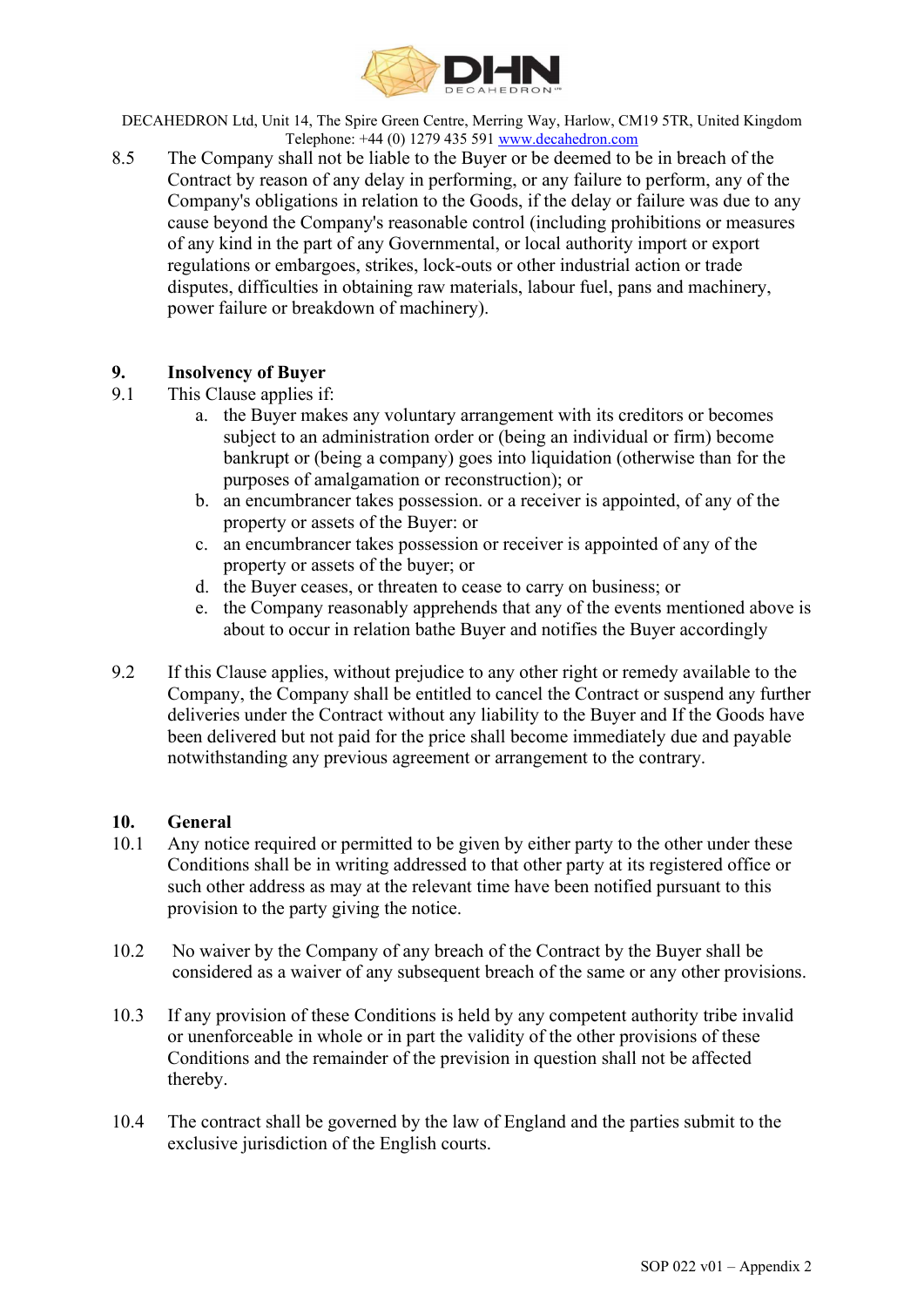8.5 The Company shall not be liable to the Buyer or be deemed to be in breach of the Contract by reason of any delay in performing, or any failure to perform, any of the Company's obligations in relation to the Goods, if the delay or failure was due to any cause beyond the Company's reasonable control (including prohibitions or measures of any kind in the part of any Governmental, or local authority import or export regulations or embargoes, strikes, lock-outs or other industrial action or trade disputes, difficulties in obtaining raw materials, labour fuel, pans and machinery, power failure or breakdown of machinery).

**9. Insolvency of Buyer**

9.1 This Clause applies if:

a. the Buyer makes any voluntary arrangement with its creditors or becomes subject to an administration order or (being an individual or firm) become bankrupt or (being a company) goes into liquidation (otherwise than for the purposes of amalgamation or reconstruction); or
b. an encumbrancer takes possession. or a receiver is appointed, of any of the property or assets of the Buyer: or
c. an encumbrancer takes possession or receiver is appointed of any of the property or assets of the buyer; or
d. the Buyer ceases, or threaten to cease to carry on business; or
e. the Company reasonably apprehends that any of the events mentioned above is about to occur in relation bathe Buyer and notifies the Buyer accordingly

9.2 If this Clause applies, without prejudice to any other right or remedy available to the Company, the Company shall be entitled to cancel the Contract or suspend any further deliveries under the Contract without any liability to the Buyer and If the Goods have been delivered but not paid for the price shall become immediately due and payable notwithstanding any previous agreement or arrangement to the contrary.

**10. General**

10.1 Any notice required or permitted to be given by either party to the other under these Conditions shall be in writing addressed to that other party at its registered office or such other address as may at the relevant time have been notified pursuant to this provision to the party giving the notice.

10.2 No waiver by the Company of any breach of the Contract by the Buyer shall be considered as a waiver of any subsequent breach of the same or any other provisions.

10.3 If any provision of these Conditions is held by any competent authority tribe invalid or unenforceable in whole or in part the validity of the other provisions of these Conditions and the remainder of the prevision in question shall not be affected thereby.

10.4 The contract shall be governed by the law of England and the parties submit to the exclusive jurisdiction of the English courts.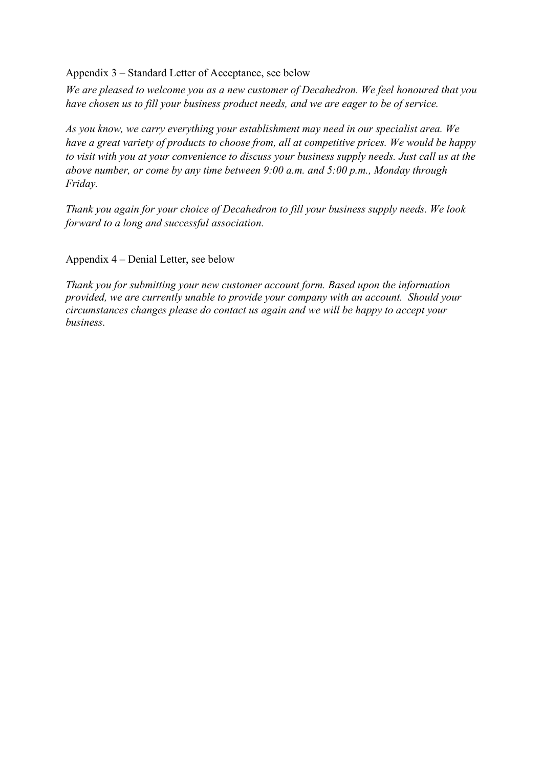Appendix 3 – Standard Letter of Acceptance, see below

*We are pleased to welcome you as a new customer of Decahedron. We feel honoured that you have chosen us to fill your business product needs, and we are eager to be of service.*

*As you know, we carry everything your establishment may need in our specialist area. We have a great variety of products to choose from, all at competitive prices. We would be happy to visit with you at your convenience to discuss your business supply needs. Just call us at the above number, or come by any time between 9:00 a.m. and 5:00 p.m., Monday through Friday.*

*Thank you again for your choice of Decahedron to fill your business supply needs. We look forward to a long and successful association.*

Appendix 4 – Denial Letter, see below

*Thank you for submitting your new customer account form. Based upon the information provided, we are currently unable to provide your company with an account. Should your circumstances changes please do contact us again and we will be happy to accept your business.*